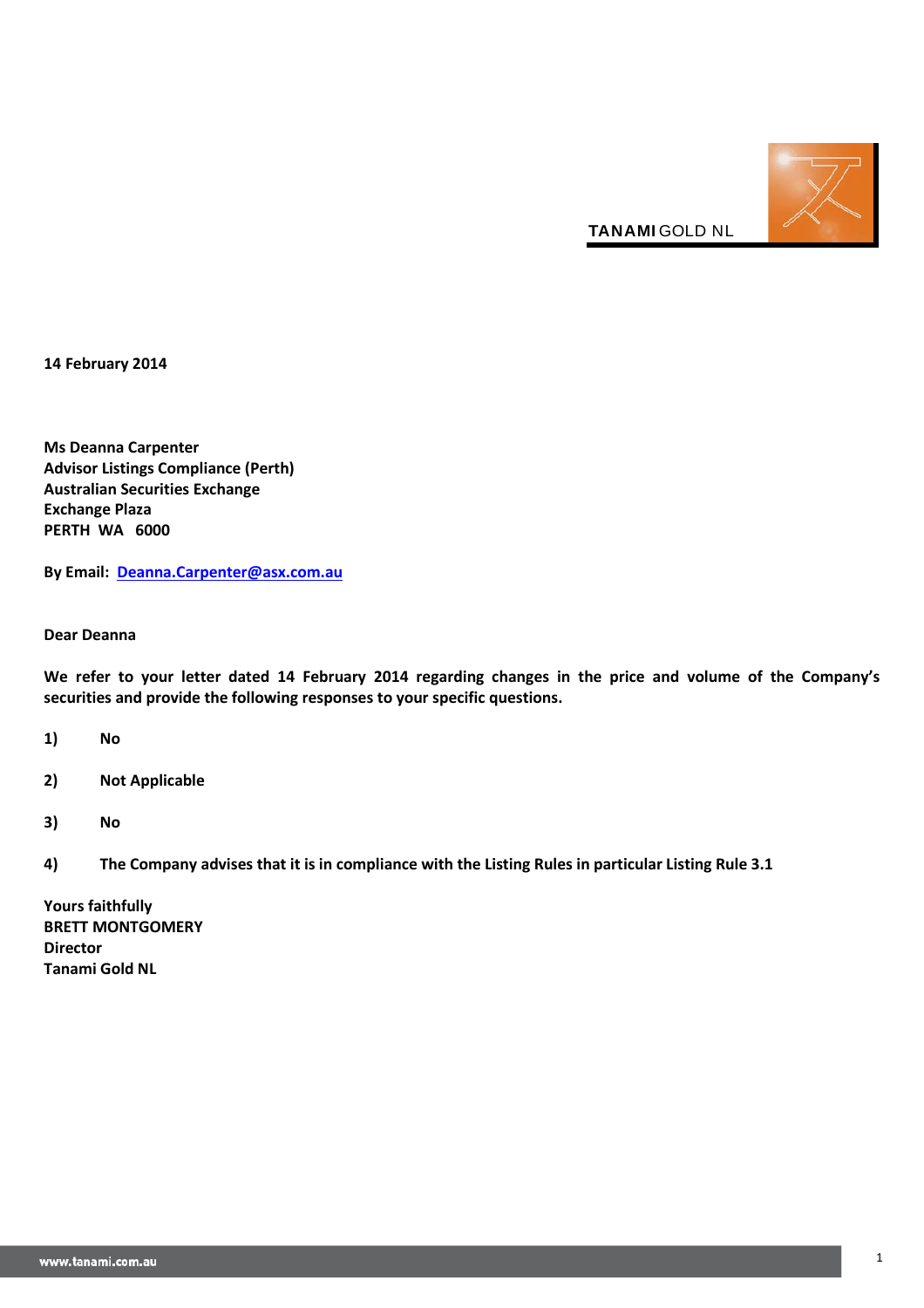**TANAMI** GOLD NL

**14 February 2014**

**Ms Deanna Carpenter**
**Advisor Listings Compliance (Perth)**
**Australian Securities Exchange**
**Exchange Plaza**
**PERTH WA 6000**

**By Email: Deanna.Carpenter@asx.com.au**

**Dear Deanna**

**We refer to your letter dated 14 February 2014 regarding changes in the price and volume of the Company's securities and provide the following responses to your specific questions.**

**1) No**

**2) Not Applicable**

**3) No**

**4) The Company advises that it is in compliance with the Listing Rules in particular Listing Rule 3.1**

**Yours faithfully**
**BRETT MONTGOMERY**
**Director**
**Tanami Gold NL**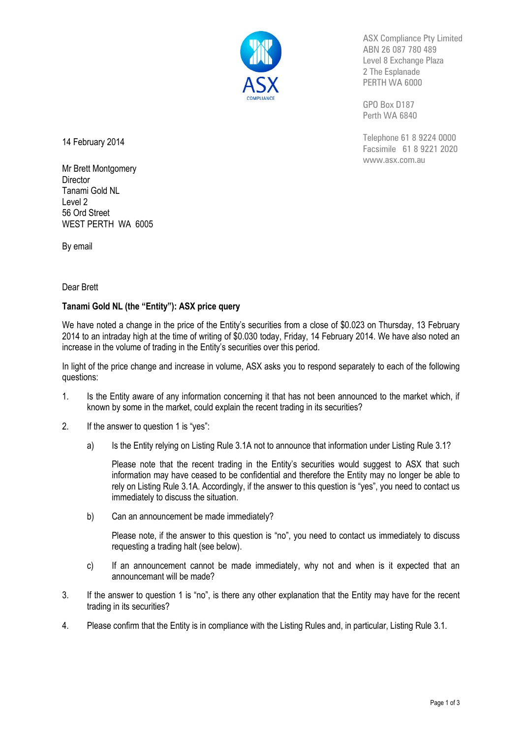ASX Compliance Pty Limited
ABN 26 087 780 489
Level 8 Exchange Plaza
2 The Esplanade
PERTH WA 6000

GPO Box D187
Perth WA 6840

Telephone 61 8 9224 0000
Facsimile 61 8 9221 2020
www.asx.com.au

14 February 2014

Mr Brett Montgomery
Director
Tanami Gold NL
Level 2
56 Ord Street
WEST PERTH WA 6005

By email

Dear Brett

**Tanami Gold NL (the "Entity"): ASX price query**

We have noted a change in the price of the Entity's securities from a close of $0.023 on Thursday, 13 February 2014 to an intraday high at the time of writing of $0.030 today, Friday, 14 February 2014. We have also noted an increase in the volume of trading in the Entity's securities over this period.

In light of the price change and increase in volume, ASX asks you to respond separately to each of the following questions:

1. Is the Entity aware of any information concerning it that has not been announced to the market which, if known by some in the market, could explain the recent trading in its securities?

2. If the answer to question 1 is "yes":

   a) Is the Entity relying on Listing Rule 3.1A not to announce that information under Listing Rule 3.1?

      Please note that the recent trading in the Entity's securities would suggest to ASX that such information may have ceased to be confidential and therefore the Entity may no longer be able to rely on Listing Rule 3.1A. Accordingly, if the answer to this question is "yes", you need to contact us immediately to discuss the situation.

   b) Can an announcement be made immediately?

      Please note, if the answer to this question is "no", you need to contact us immediately to discuss requesting a trading halt (see below).

   c) If an announcement cannot be made immediately, why not and when is it expected that an announcemant will be made?

3. If the answer to question 1 is "no", is there any other explanation that the Entity may have for the recent trading in its securities?

4. Please confirm that the Entity is in compliance with the Listing Rules and, in particular, Listing Rule 3.1.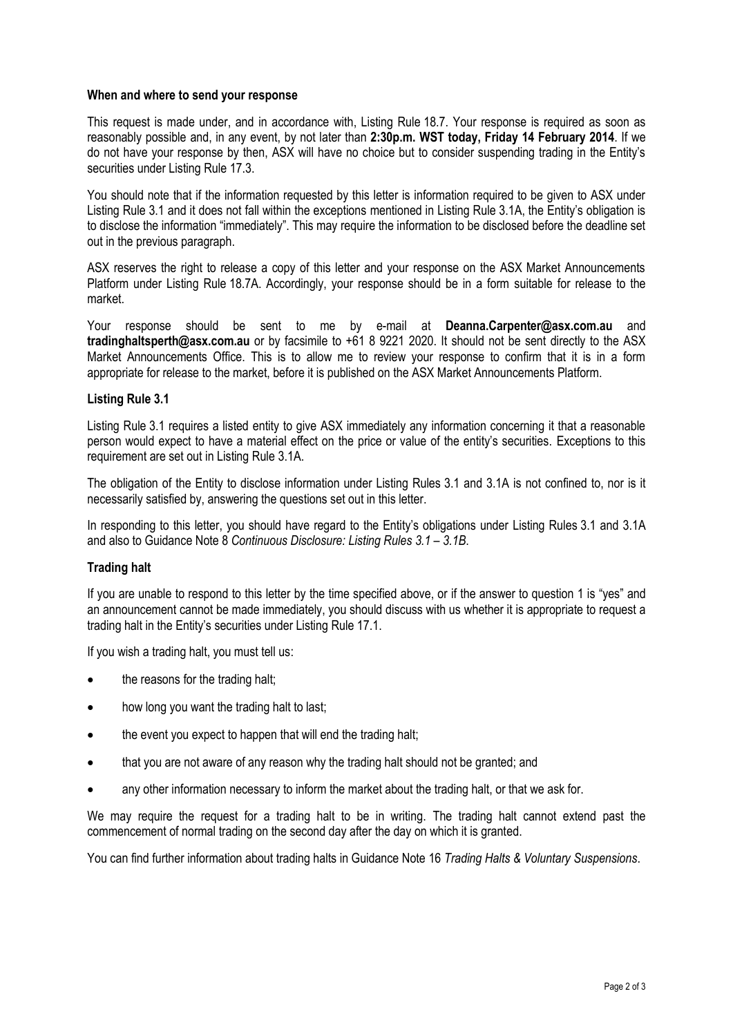**When and where to send your response**

This request is made under, and in accordance with, Listing Rule 18.7. Your response is required as soon as reasonably possible and, in any event, by not later than **2:30p.m. WST today, Friday 14 February 2014**. If we do not have your response by then, ASX will have no choice but to consider suspending trading in the Entity's securities under Listing Rule 17.3.

You should note that if the information requested by this letter is information required to be given to ASX under Listing Rule 3.1 and it does not fall within the exceptions mentioned in Listing Rule 3.1A, the Entity's obligation is to disclose the information "immediately". This may require the information to be disclosed before the deadline set out in the previous paragraph.

ASX reserves the right to release a copy of this letter and your response on the ASX Market Announcements Platform under Listing Rule 18.7A. Accordingly, your response should be in a form suitable for release to the market.

Your response should be sent to me by e-mail at **Deanna.Carpenter@asx.com.au** and **tradinghaltsperth@asx.com.au** or by facsimile to +61 8 9221 2020. It should not be sent directly to the ASX Market Announcements Office. This is to allow me to review your response to confirm that it is in a form appropriate for release to the market, before it is published on the ASX Market Announcements Platform.

**Listing Rule 3.1**

Listing Rule 3.1 requires a listed entity to give ASX immediately any information concerning it that a reasonable person would expect to have a material effect on the price or value of the entity's securities. Exceptions to this requirement are set out in Listing Rule 3.1A.

The obligation of the Entity to disclose information under Listing Rules 3.1 and 3.1A is not confined to, nor is it necessarily satisfied by, answering the questions set out in this letter.

In responding to this letter, you should have regard to the Entity's obligations under Listing Rules 3.1 and 3.1A and also to Guidance Note 8 *Continuous Disclosure: Listing Rules 3.1 – 3.1B*.

**Trading halt**

If you are unable to respond to this letter by the time specified above, or if the answer to question 1 is "yes" and an announcement cannot be made immediately, you should discuss with us whether it is appropriate to request a trading halt in the Entity's securities under Listing Rule 17.1.

If you wish a trading halt, you must tell us:

- the reasons for the trading halt;
- how long you want the trading halt to last;
- the event you expect to happen that will end the trading halt;
- that you are not aware of any reason why the trading halt should not be granted; and
- any other information necessary to inform the market about the trading halt, or that we ask for.

We may require the request for a trading halt to be in writing. The trading halt cannot extend past the commencement of normal trading on the second day after the day on which it is granted.

You can find further information about trading halts in Guidance Note 16 *Trading Halts & Voluntary Suspensions*.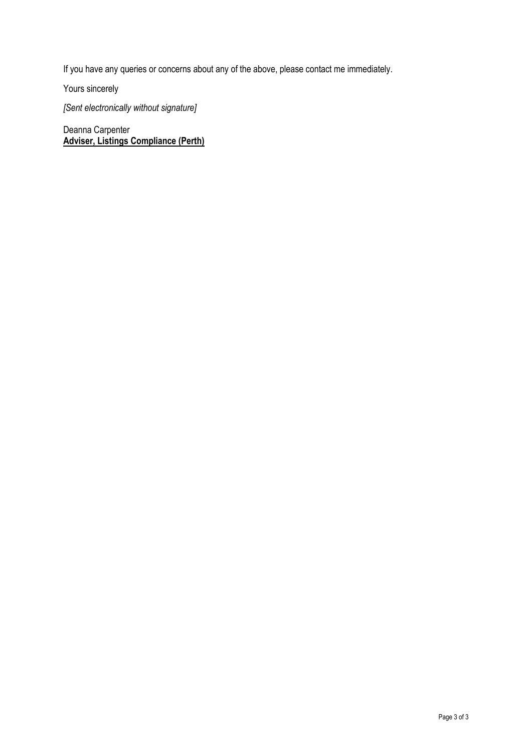If you have any queries or concerns about any of the above, please contact me immediately.

Yours sincerely

*[Sent electronically without signature]*

Deanna Carpenter
**Adviser, Listings Compliance (Perth)**